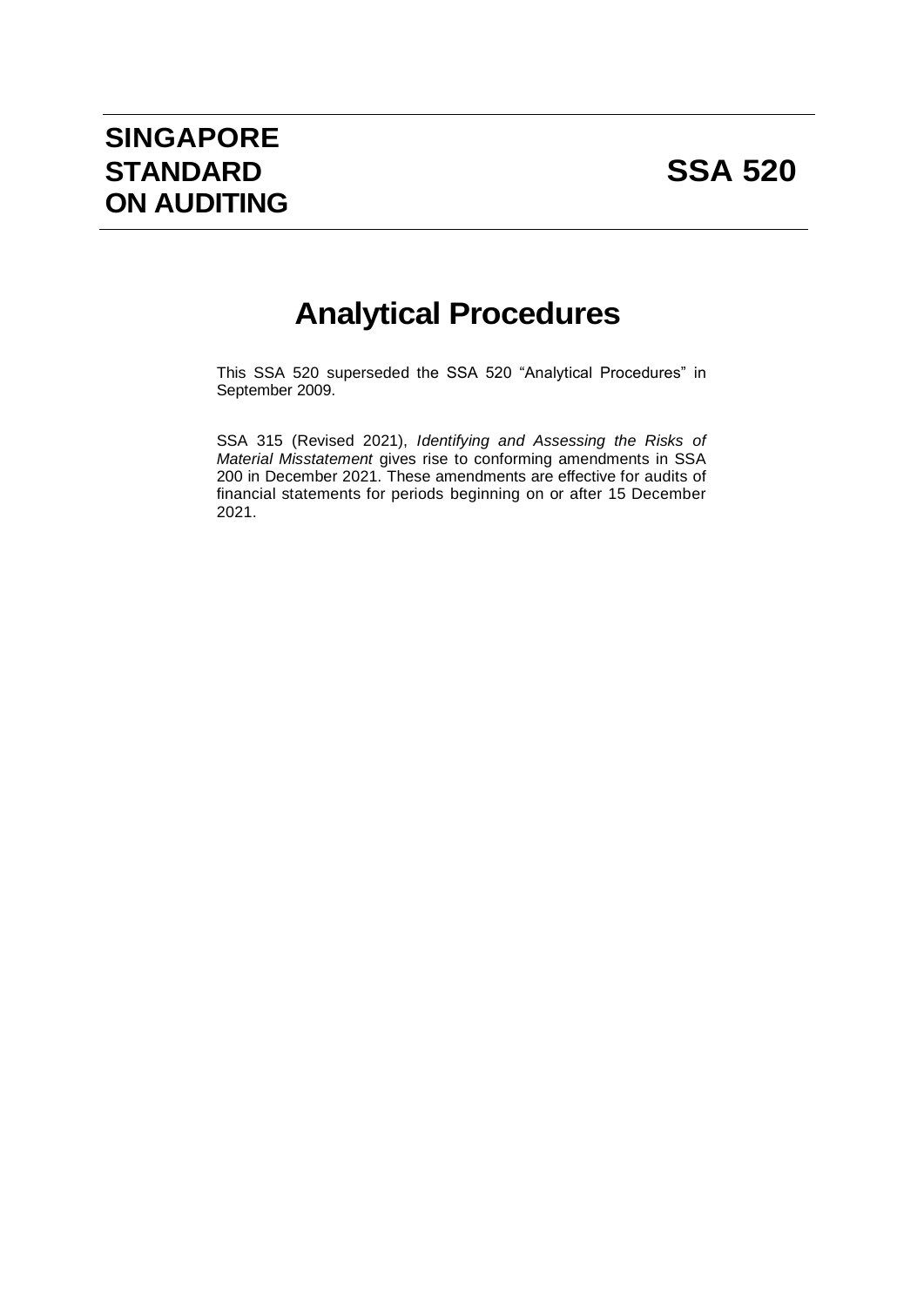# SINGAPORE STANDARD ON AUDITING

# SSA 520

## Analytical Procedures

This SSA 520 superseded the SSA 520 "Analytical Procedures" in September 2009.

SSA 315 (Revised 2021), *Identifying and Assessing the Risks of Material Misstatement* gives rise to conforming amendments in SSA 200 in December 2021. These amendments are effective for audits of financial statements for periods beginning on or after 15 December 2021.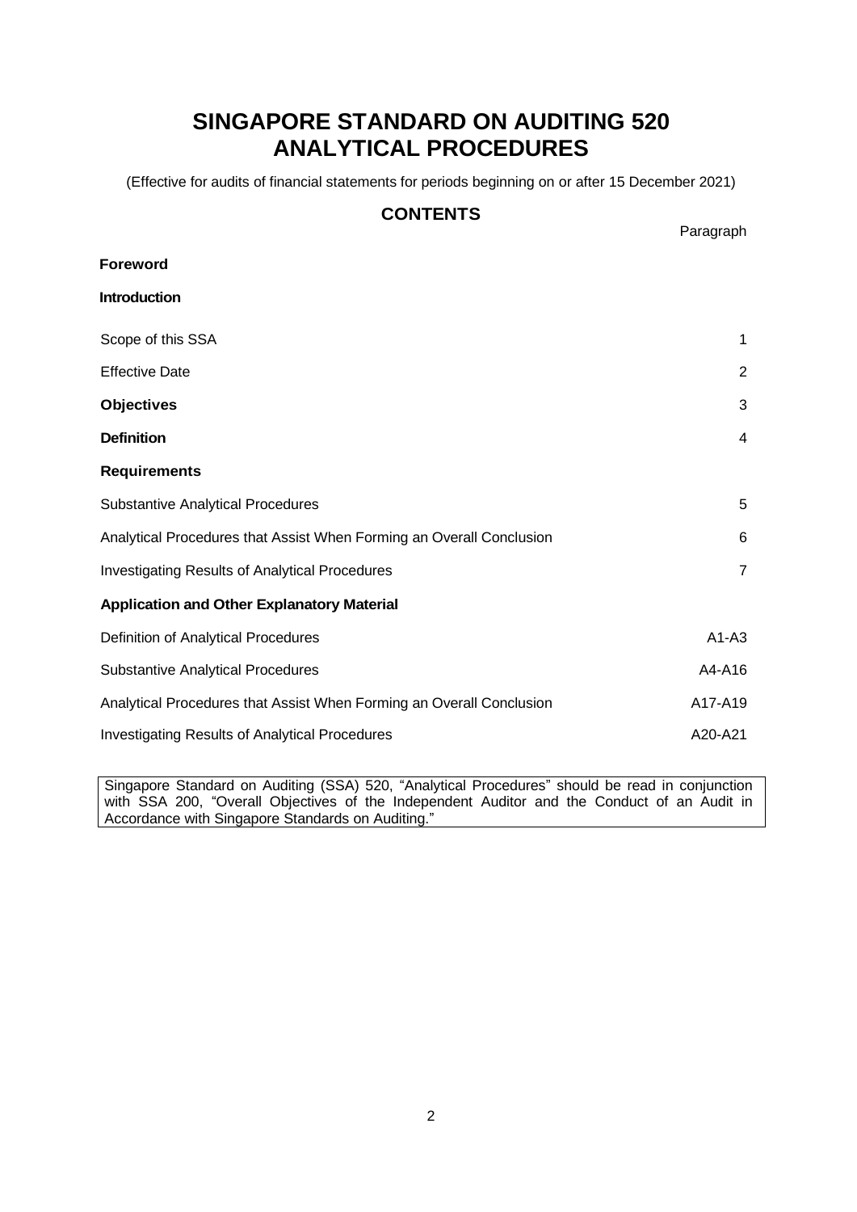# SINGAPORE STANDARD ON AUDITING 520 ANALYTICAL PROCEDURES

(Effective for audits of financial statements for periods beginning on or after 15 December 2021)

## CONTENTS

| | Paragraph |
|---|---|
| **Foreword** | |
| **Introduction** | |
| Scope of this SSA | 1 |
| Effective Date | 2 |
| **Objectives** | 3 |
| **Definition** | 4 |
| **Requirements** | |
| Substantive Analytical Procedures | 5 |
| Analytical Procedures that Assist When Forming an Overall Conclusion | 6 |
| Investigating Results of Analytical Procedures | 7 |
| **Application and Other Explanatory Material** | |
| Definition of Analytical Procedures | A1-A3 |
| Substantive Analytical Procedures | A4-A16 |
| Analytical Procedures that Assist When Forming an Overall Conclusion | A17-A19 |
| Investigating Results of Analytical Procedures | A20-A21 |

Singapore Standard on Auditing (SSA) 520, "Analytical Procedures" should be read in conjunction with SSA 200, "Overall Objectives of the Independent Auditor and the Conduct of an Audit in Accordance with Singapore Standards on Auditing."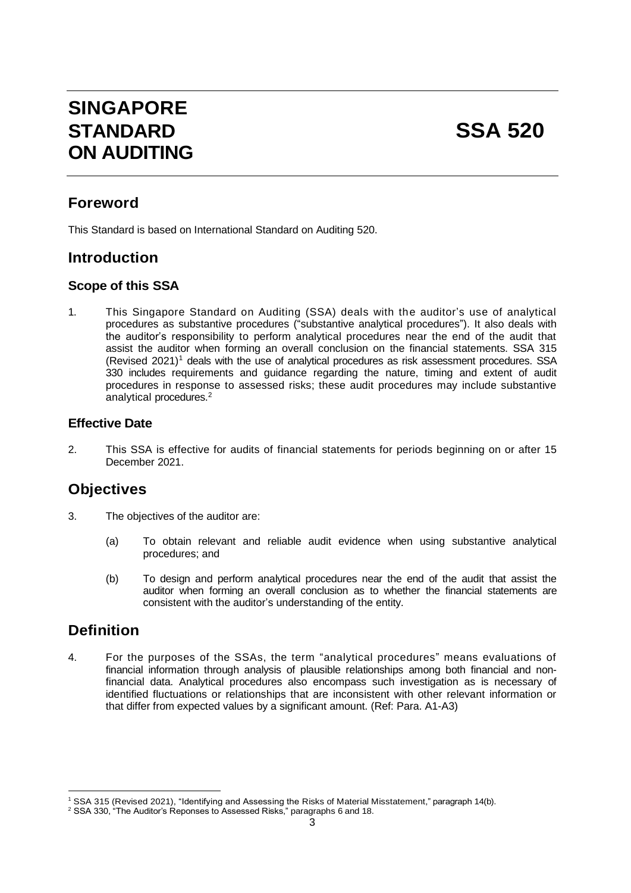# SINGAPORE STANDARD ON AUDITING

# SSA 520

## Foreword

This Standard is based on International Standard on Auditing 520.

## Introduction

### Scope of this SSA

1. This Singapore Standard on Auditing (SSA) deals with the auditor's use of analytical procedures as substantive procedures ("substantive analytical procedures"). It also deals with the auditor's responsibility to perform analytical procedures near the end of the audit that assist the auditor when forming an overall conclusion on the financial statements. SSA 315 (Revised 2021)[1] deals with the use of analytical procedures as risk assessment procedures. SSA 330 includes requirements and guidance regarding the nature, timing and extent of audit procedures in response to assessed risks; these audit procedures may include substantive analytical procedures.[2]

### Effective Date

2. This SSA is effective for audits of financial statements for periods beginning on or after 15 December 2021.

## Objectives

3. The objectives of the auditor are:

   (a) To obtain relevant and reliable audit evidence when using substantive analytical procedures; and

   (b) To design and perform analytical procedures near the end of the audit that assist the auditor when forming an overall conclusion as to whether the financial statements are consistent with the auditor's understanding of the entity.

## Definition

4. For the purposes of the SSAs, the term "analytical procedures" means evaluations of financial information through analysis of plausible relationships among both financial and non-financial data. Analytical procedures also encompass such investigation as is necessary of identified fluctuations or relationships that are inconsistent with other relevant information or that differ from expected values by a significant amount. (Ref: Para. A1-A3)

---

[1] SSA 315 (Revised 2021), "Identifying and Assessing the Risks of Material Misstatement," paragraph 14(b).

[2] SSA 330, "The Auditor's Reponses to Assessed Risks," paragraphs 6 and 18.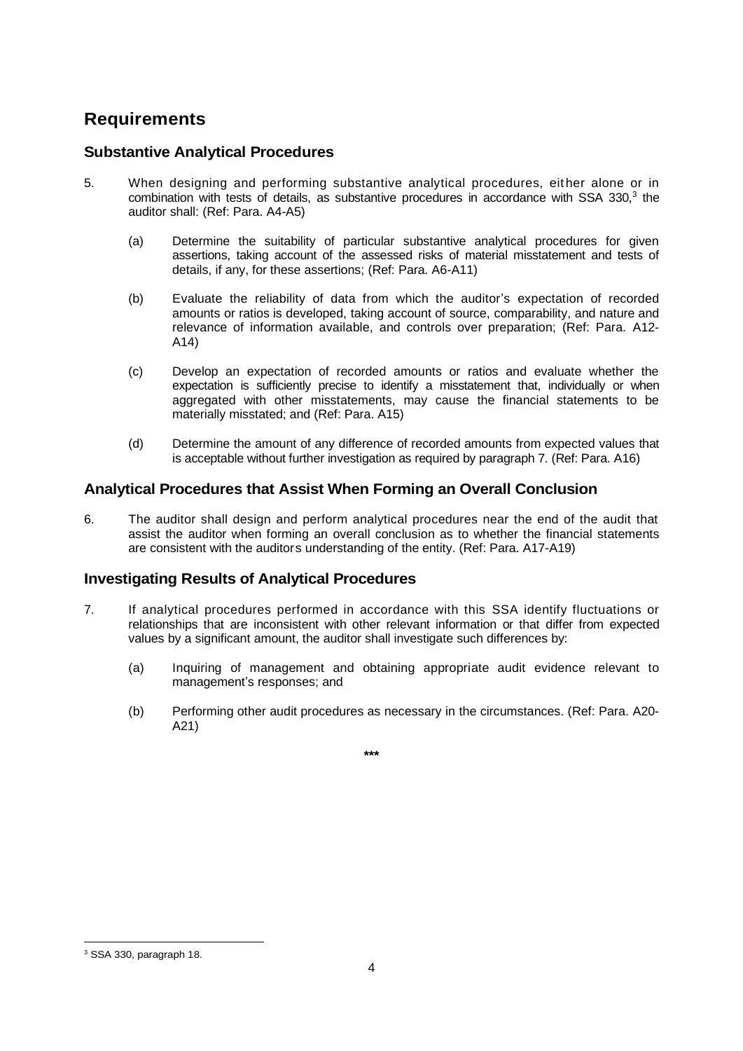## Requirements

### Substantive Analytical Procedures

5. When designing and performing substantive analytical procedures, either alone or in combination with tests of details, as substantive procedures in accordance with SSA 330,[3] the auditor shall: (Ref: Para. A4-A5)

   (a) Determine the suitability of particular substantive analytical procedures for given assertions, taking account of the assessed risks of material misstatement and tests of details, if any, for these assertions; (Ref: Para. A6-A11)

   (b) Evaluate the reliability of data from which the auditor's expectation of recorded amounts or ratios is developed, taking account of source, comparability, and nature and relevance of information available, and controls over preparation; (Ref: Para. A12-A14)

   (c) Develop an expectation of recorded amounts or ratios and evaluate whether the expectation is sufficiently precise to identify a misstatement that, individually or when aggregated with other misstatements, may cause the financial statements to be materially misstated; and (Ref: Para. A15)

   (d) Determine the amount of any difference of recorded amounts from expected values that is acceptable without further investigation as required by paragraph 7. (Ref: Para. A16)

### Analytical Procedures that Assist When Forming an Overall Conclusion

6. The auditor shall design and perform analytical procedures near the end of the audit that assist the auditor when forming an overall conclusion as to whether the financial statements are consistent with the auditors understanding of the entity. (Ref: Para. A17-A19)

### Investigating Results of Analytical Procedures

7. If analytical procedures performed in accordance with this SSA identify fluctuations or relationships that are inconsistent with other relevant information or that differ from expected values by a significant amount, the auditor shall investigate such differences by:

   (a) Inquiring of management and obtaining appropriate audit evidence relevant to management's responses; and

   (b) Performing other audit procedures as necessary in the circumstances. (Ref: Para. A20-A21)

***

[3] SSA 330, paragraph 18.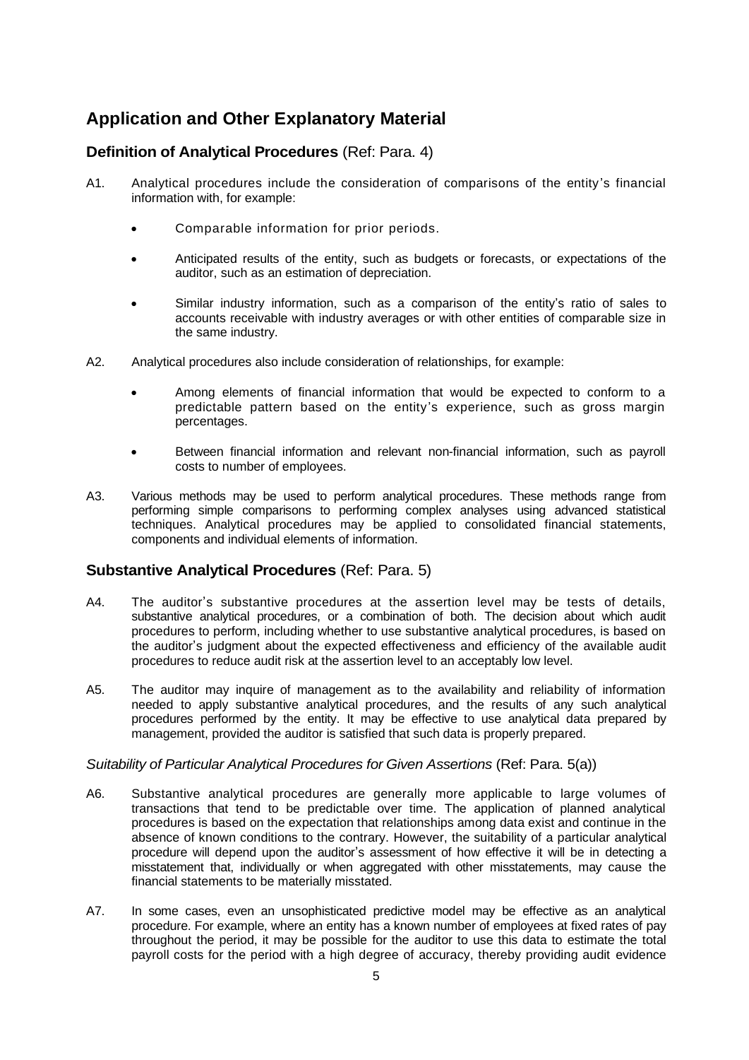## Application and Other Explanatory Material

### Definition of Analytical Procedures (Ref: Para. 4)

A1. Analytical procedures include the consideration of comparisons of the entity's financial information with, for example:

- Comparable information for prior periods.
- Anticipated results of the entity, such as budgets or forecasts, or expectations of the auditor, such as an estimation of depreciation.
- Similar industry information, such as a comparison of the entity's ratio of sales to accounts receivable with industry averages or with other entities of comparable size in the same industry.

A2. Analytical procedures also include consideration of relationships, for example:

- Among elements of financial information that would be expected to conform to a predictable pattern based on the entity's experience, such as gross margin percentages.
- Between financial information and relevant non-financial information, such as payroll costs to number of employees.

A3. Various methods may be used to perform analytical procedures. These methods range from performing simple comparisons to performing complex analyses using advanced statistical techniques. Analytical procedures may be applied to consolidated financial statements, components and individual elements of information.

### Substantive Analytical Procedures (Ref: Para. 5)

A4. The auditor's substantive procedures at the assertion level may be tests of details, substantive analytical procedures, or a combination of both. The decision about which audit procedures to perform, including whether to use substantive analytical procedures, is based on the auditor's judgment about the expected effectiveness and efficiency of the available audit procedures to reduce audit risk at the assertion level to an acceptably low level.

A5. The auditor may inquire of management as to the availability and reliability of information needed to apply substantive analytical procedures, and the results of any such analytical procedures performed by the entity. It may be effective to use analytical data prepared by management, provided the auditor is satisfied that such data is properly prepared.

*Suitability of Particular Analytical Procedures for Given Assertions* (Ref: Para. 5(a))

A6. Substantive analytical procedures are generally more applicable to large volumes of transactions that tend to be predictable over time. The application of planned analytical procedures is based on the expectation that relationships among data exist and continue in the absence of known conditions to the contrary. However, the suitability of a particular analytical procedure will depend upon the auditor's assessment of how effective it will be in detecting a misstatement that, individually or when aggregated with other misstatements, may cause the financial statements to be materially misstated.

A7. In some cases, even an unsophisticated predictive model may be effective as an analytical procedure. For example, where an entity has a known number of employees at fixed rates of pay throughout the period, it may be possible for the auditor to use this data to estimate the total payroll costs for the period with a high degree of accuracy, thereby providing audit evidence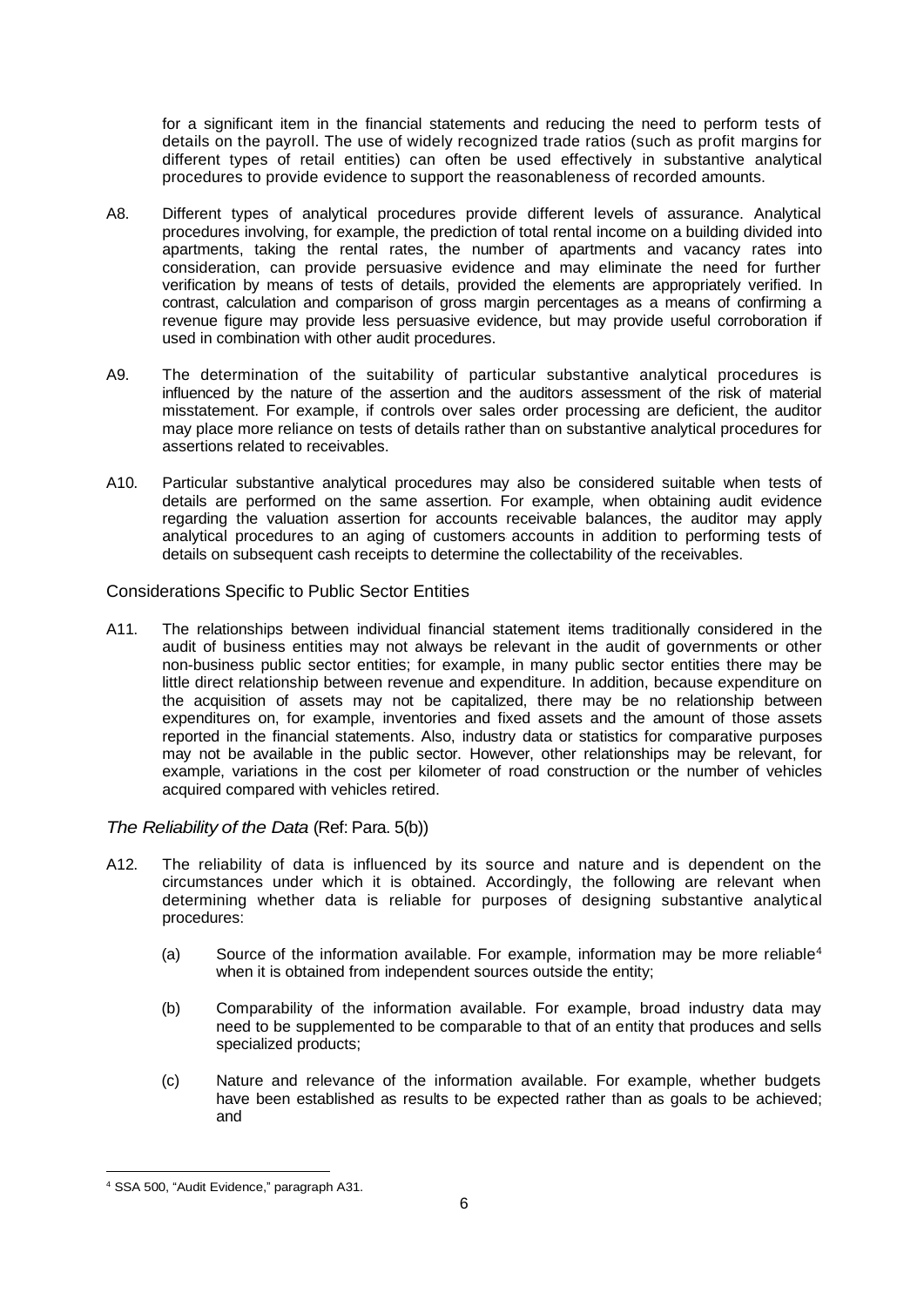for a significant item in the financial statements and reducing the need to perform tests of details on the payroll. The use of widely recognized trade ratios (such as profit margins for different types of retail entities) can often be used effectively in substantive analytical procedures to provide evidence to support the reasonableness of recorded amounts.

A8. Different types of analytical procedures provide different levels of assurance. Analytical procedures involving, for example, the prediction of total rental income on a building divided into apartments, taking the rental rates, the number of apartments and vacancy rates into consideration, can provide persuasive evidence and may eliminate the need for further verification by means of tests of details, provided the elements are appropriately verified. In contrast, calculation and comparison of gross margin percentages as a means of confirming a revenue figure may provide less persuasive evidence, but may provide useful corroboration if used in combination with other audit procedures.

A9. The determination of the suitability of particular substantive analytical procedures is influenced by the nature of the assertion and the auditors assessment of the risk of material misstatement. For example, if controls over sales order processing are deficient, the auditor may place more reliance on tests of details rather than on substantive analytical procedures for assertions related to receivables.

A10. Particular substantive analytical procedures may also be considered suitable when tests of details are performed on the same assertion. For example, when obtaining audit evidence regarding the valuation assertion for accounts receivable balances, the auditor may apply analytical procedures to an aging of customers accounts in addition to performing tests of details on subsequent cash receipts to determine the collectability of the receivables.

Considerations Specific to Public Sector Entities

A11. The relationships between individual financial statement items traditionally considered in the audit of business entities may not always be relevant in the audit of governments or other non-business public sector entities; for example, in many public sector entities there may be little direct relationship between revenue and expenditure. In addition, because expenditure on the acquisition of assets may not be capitalized, there may be no relationship between expenditures on, for example, inventories and fixed assets and the amount of those assets reported in the financial statements. Also, industry data or statistics for comparative purposes may not be available in the public sector. However, other relationships may be relevant, for example, variations in the cost per kilometer of road construction or the number of vehicles acquired compared with vehicles retired.

*The Reliability of the Data* (Ref: Para. 5(b))

A12. The reliability of data is influenced by its source and nature and is dependent on the circumstances under which it is obtained. Accordingly, the following are relevant when determining whether data is reliable for purposes of designing substantive analytical procedures:

(a) Source of the information available. For example, information may be more reliable[4] when it is obtained from independent sources outside the entity;

(b) Comparability of the information available. For example, broad industry data may need to be supplemented to be comparable to that of an entity that produces and sells specialized products;

(c) Nature and relevance of the information available. For example, whether budgets have been established as results to be expected rather than as goals to be achieved; and

[4] SSA 500, "Audit Evidence," paragraph A31.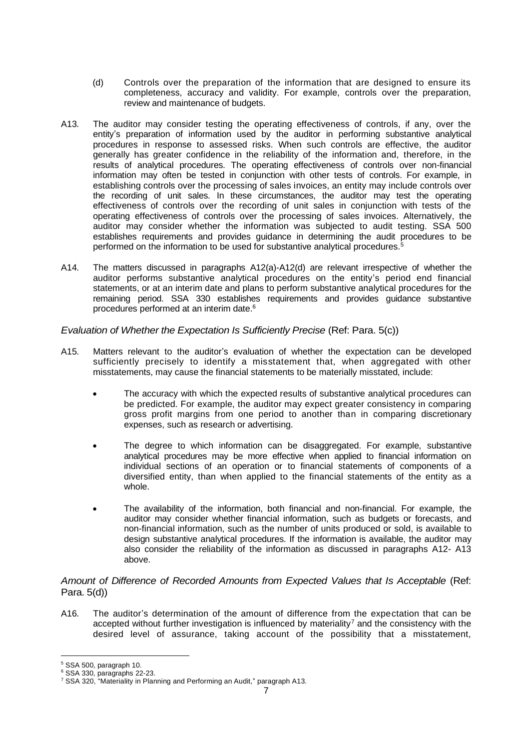(d) Controls over the preparation of the information that are designed to ensure its completeness, accuracy and validity. For example, controls over the preparation, review and maintenance of budgets.

A13. The auditor may consider testing the operating effectiveness of controls, if any, over the entity's preparation of information used by the auditor in performing substantive analytical procedures in response to assessed risks. When such controls are effective, the auditor generally has greater confidence in the reliability of the information and, therefore, in the results of analytical procedures. The operating effectiveness of controls over non-financial information may often be tested in conjunction with other tests of controls. For example, in establishing controls over the processing of sales invoices, an entity may include controls over the recording of unit sales. In these circumstances, the auditor may test the operating effectiveness of controls over the recording of unit sales in conjunction with tests of the operating effectiveness of controls over the processing of sales invoices. Alternatively, the auditor may consider whether the information was subjected to audit testing. SSA 500 establishes requirements and provides guidance in determining the audit procedures to be performed on the information to be used for substantive analytical procedures.[5]

A14. The matters discussed in paragraphs A12(a)-A12(d) are relevant irrespective of whether the auditor performs substantive analytical procedures on the entity's period end financial statements, or at an interim date and plans to perform substantive analytical procedures for the remaining period. SSA 330 establishes requirements and provides guidance substantive procedures performed at an interim date.[6]

*Evaluation of Whether the Expectation Is Sufficiently Precise* (Ref: Para. 5(c))

A15. Matters relevant to the auditor's evaluation of whether the expectation can be developed sufficiently precisely to identify a misstatement that, when aggregated with other misstatements, may cause the financial statements to be materially misstated, include:

- The accuracy with which the expected results of substantive analytical procedures can be predicted. For example, the auditor may expect greater consistency in comparing gross profit margins from one period to another than in comparing discretionary expenses, such as research or advertising.
- The degree to which information can be disaggregated. For example, substantive analytical procedures may be more effective when applied to financial information on individual sections of an operation or to financial statements of components of a diversified entity, than when applied to the financial statements of the entity as a whole.
- The availability of the information, both financial and non-financial. For example, the auditor may consider whether financial information, such as budgets or forecasts, and non-financial information, such as the number of units produced or sold, is available to design substantive analytical procedures. If the information is available, the auditor may also consider the reliability of the information as discussed in paragraphs A12- A13 above.

*Amount of Difference of Recorded Amounts from Expected Values that Is Acceptable* (Ref: Para. 5(d))

A16. The auditor's determination of the amount of difference from the expectation that can be accepted without further investigation is influenced by materiality[7] and the consistency with the desired level of assurance, taking account of the possibility that a misstatement,

---

[5] SSA 500, paragraph 10.

[6] SSA 330, paragraphs 22-23.

[7] SSA 320, "Materiality in Planning and Performing an Audit," paragraph A13.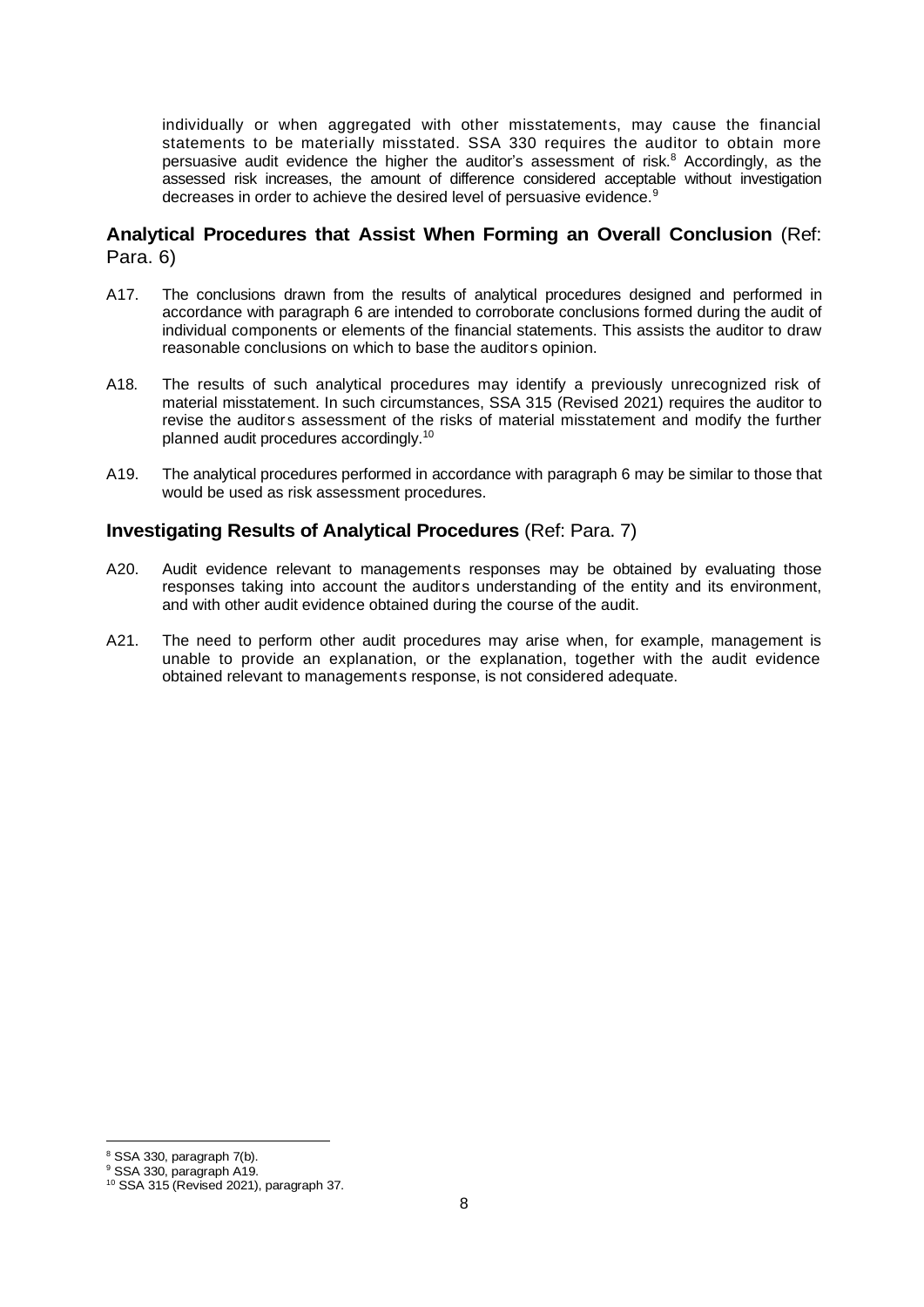individually or when aggregated with other misstatements, may cause the financial statements to be materially misstated. SSA 330 requires the auditor to obtain more persuasive audit evidence the higher the auditor's assessment of risk.[8] Accordingly, as the assessed risk increases, the amount of difference considered acceptable without investigation decreases in order to achieve the desired level of persuasive evidence.[9]

## Analytical Procedures that Assist When Forming an Overall Conclusion (Ref: Para. 6)

A17. The conclusions drawn from the results of analytical procedures designed and performed in accordance with paragraph 6 are intended to corroborate conclusions formed during the audit of individual components or elements of the financial statements. This assists the auditor to draw reasonable conclusions on which to base the auditors opinion.

A18. The results of such analytical procedures may identify a previously unrecognized risk of material misstatement. In such circumstances, SSA 315 (Revised 2021) requires the auditor to revise the auditors assessment of the risks of material misstatement and modify the further planned audit procedures accordingly.[10]

A19. The analytical procedures performed in accordance with paragraph 6 may be similar to those that would be used as risk assessment procedures.

## Investigating Results of Analytical Procedures (Ref: Para. 7)

A20. Audit evidence relevant to managements responses may be obtained by evaluating those responses taking into account the auditors understanding of the entity and its environment, and with other audit evidence obtained during the course of the audit.

A21. The need to perform other audit procedures may arise when, for example, management is unable to provide an explanation, or the explanation, together with the audit evidence obtained relevant to managements response, is not considered adequate.

---

[8] SSA 330, paragraph 7(b).

[9] SSA 330, paragraph A19.

[10] SSA 315 (Revised 2021), paragraph 37.